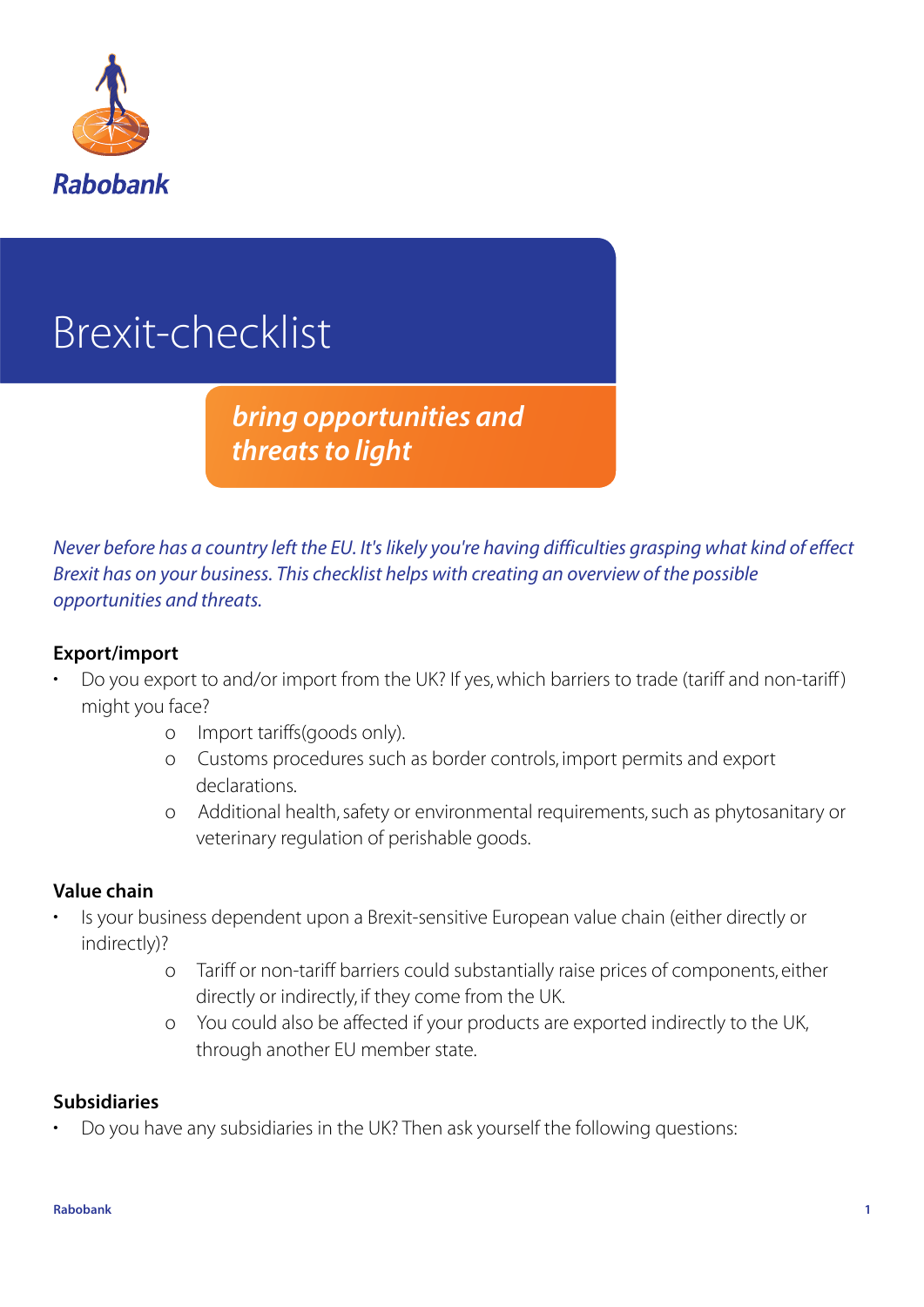Rabobank

# Brexit-checklist

## *bring opportunities and threats to light*

*Never before has a country left the EU. It's likely you're having difficulties grasping what kind of effect Brexit has on your business. This checklist helps with creating an overview of the possible opportunities and threats.*

**Export/import**

- Do you export to and/or import from the UK? If yes, which barriers to trade (tariff and non-tariff) might you face?
  - Import tariffs(goods only).
  - Customs procedures such as border controls, import permits and export declarations.
  - Additional health, safety or environmental requirements, such as phytosanitary or veterinary regulation of perishable goods.

**Value chain**

- Is your business dependent upon a Brexit-sensitive European value chain (either directly or indirectly)?
  - Tariff or non-tariff barriers could substantially raise prices of components, either directly or indirectly, if they come from the UK.
  - You could also be affected if your products are exported indirectly to the UK, through another EU member state.

**Subsidiaries**

- Do you have any subsidiaries in the UK? Then ask yourself the following questions: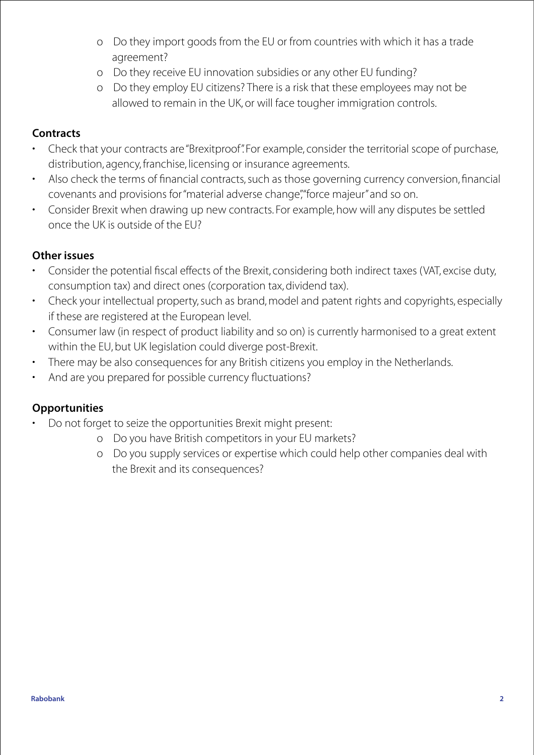- Do they import goods from the EU or from countries with which it has a trade agreement?
  - Do they receive EU innovation subsidies or any other EU funding?
  - Do they employ EU citizens? There is a risk that these employees may not be allowed to remain in the UK, or will face tougher immigration controls.

**Contracts**

- Check that your contracts are "Brexitproof". For example, consider the territorial scope of purchase, distribution, agency, franchise, licensing or insurance agreements.
- Also check the terms of financial contracts, such as those governing currency conversion, financial covenants and provisions for "material adverse change", "force majeur" and so on.
- Consider Brexit when drawing up new contracts. For example, how will any disputes be settled once the UK is outside of the EU?

**Other issues**

- Consider the potential fiscal effects of the Brexit, considering both indirect taxes (VAT, excise duty, consumption tax) and direct ones (corporation tax, dividend tax).
- Check your intellectual property, such as brand, model and patent rights and copyrights, especially if these are registered at the European level.
- Consumer law (in respect of product liability and so on) is currently harmonised to a great extent within the EU, but UK legislation could diverge post-Brexit.
- There may be also consequences for any British citizens you employ in the Netherlands.
- And are you prepared for possible currency fluctuations?

**Opportunities**

- Do not forget to seize the opportunities Brexit might present:
  - Do you have British competitors in your EU markets?
  - Do you supply services or expertise which could help other companies deal with the Brexit and its consequences?